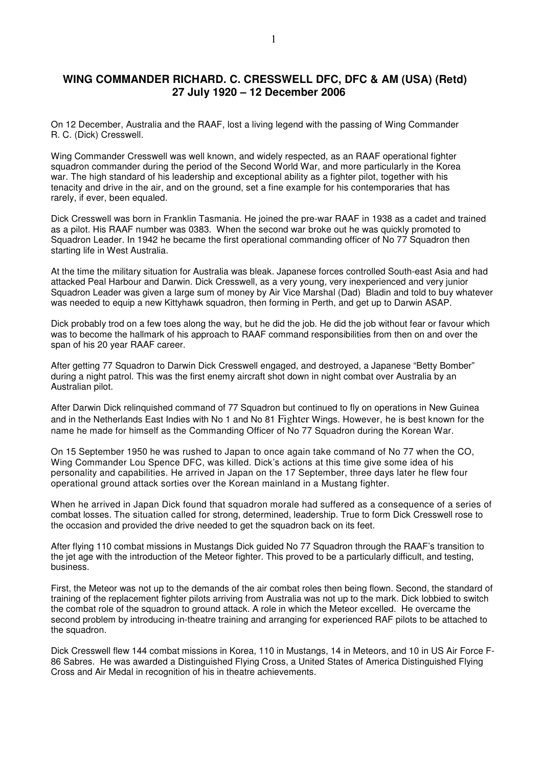# WING COMMANDER RICHARD. C. CRESSWELL DFC, DFC & AM (USA) (Retd)
## 27 July 1920 – 12 December 2006

On 12 December, Australia and the RAAF, lost a living legend with the passing of Wing Commander R. C. (Dick) Cresswell.

Wing Commander Cresswell was well known, and widely respected, as an RAAF operational fighter squadron commander during the period of the Second World War, and more particularly in the Korea war. The high standard of his leadership and exceptional ability as a fighter pilot, together with his tenacity and drive in the air, and on the ground, set a fine example for his contemporaries that has rarely, if ever, been equaled.

Dick Cresswell was born in Franklin Tasmania. He joined the pre-war RAAF in 1938 as a cadet and trained as a pilot. His RAAF number was 0383. When the second war broke out he was quickly promoted to Squadron Leader. In 1942 he became the first operational commanding officer of No 77 Squadron then starting life in West Australia.

At the time the military situation for Australia was bleak. Japanese forces controlled South-east Asia and had attacked Peal Harbour and Darwin. Dick Cresswell, as a very young, very inexperienced and very junior Squadron Leader was given a large sum of money by Air Vice Marshal (Dad) Bladin and told to buy whatever was needed to equip a new Kittyhawk squadron, then forming in Perth, and get up to Darwin ASAP.

Dick probably trod on a few toes along the way, but he did the job. He did the job without fear or favour which was to become the hallmark of his approach to RAAF command responsibilities from then on and over the span of his 20 year RAAF career.

After getting 77 Squadron to Darwin Dick Cresswell engaged, and destroyed, a Japanese "Betty Bomber" during a night patrol. This was the first enemy aircraft shot down in night combat over Australia by an Australian pilot.

After Darwin Dick relinquished command of 77 Squadron but continued to fly on operations in New Guinea and in the Netherlands East Indies with No 1 and No 81 Fighter Wings. However, he is best known for the name he made for himself as the Commanding Officer of No 77 Squadron during the Korean War.

On 15 September 1950 he was rushed to Japan to once again take command of No 77 when the CO, Wing Commander Lou Spence DFC, was killed. Dick's actions at this time give some idea of his personality and capabilities. He arrived in Japan on the 17 September, three days later he flew four operational ground attack sorties over the Korean mainland in a Mustang fighter.

When he arrived in Japan Dick found that squadron morale had suffered as a consequence of a series of combat losses. The situation called for strong, determined, leadership. True to form Dick Cresswell rose to the occasion and provided the drive needed to get the squadron back on its feet.

After flying 110 combat missions in Mustangs Dick guided No 77 Squadron through the RAAF's transition to the jet age with the introduction of the Meteor fighter. This proved to be a particularly difficult, and testing, business.

First, the Meteor was not up to the demands of the air combat roles then being flown. Second, the standard of training of the replacement fighter pilots arriving from Australia was not up to the mark. Dick lobbied to switch the combat role of the squadron to ground attack. A role in which the Meteor excelled. He overcame the second problem by introducing in-theatre training and arranging for experienced RAF pilots to be attached to the squadron.

Dick Cresswell flew 144 combat missions in Korea, 110 in Mustangs, 14 in Meteors, and 10 in US Air Force F-86 Sabres. He was awarded a Distinguished Flying Cross, a United States of America Distinguished Flying Cross and Air Medal in recognition of his in theatre achievements.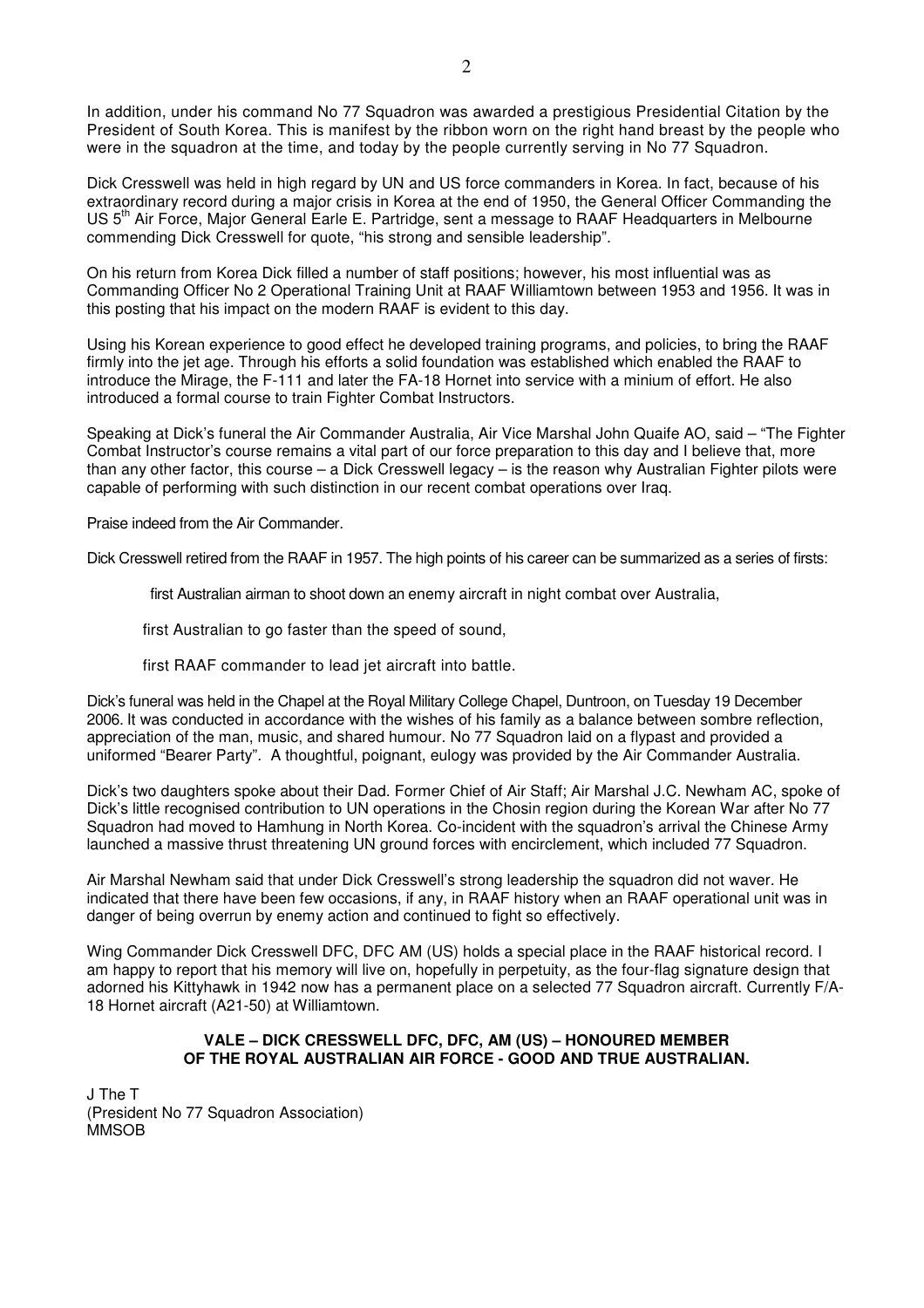In addition, under his command No 77 Squadron was awarded a prestigious Presidential Citation by the President of South Korea. This is manifest by the ribbon worn on the right hand breast by the people who were in the squadron at the time, and today by the people currently serving in No 77 Squadron.

Dick Cresswell was held in high regard by UN and US force commanders in Korea. In fact, because of his extraordinary record during a major crisis in Korea at the end of 1950, the General Officer Commanding the US 5th Air Force, Major General Earle E. Partridge, sent a message to RAAF Headquarters in Melbourne commending Dick Cresswell for quote, "his strong and sensible leadership".

On his return from Korea Dick filled a number of staff positions; however, his most influential was as Commanding Officer No 2 Operational Training Unit at RAAF Williamtown between 1953 and 1956. It was in this posting that his impact on the modern RAAF is evident to this day.

Using his Korean experience to good effect he developed training programs, and policies, to bring the RAAF firmly into the jet age. Through his efforts a solid foundation was established which enabled the RAAF to introduce the Mirage, the F-111 and later the FA-18 Hornet into service with a minium of effort. He also introduced a formal course to train Fighter Combat Instructors.

Speaking at Dick's funeral the Air Commander Australia, Air Vice Marshal John Quaife AO, said – "The Fighter Combat Instructor's course remains a vital part of our force preparation to this day and I believe that, more than any other factor, this course – a Dick Cresswell legacy – is the reason why Australian Fighter pilots were capable of performing with such distinction in our recent combat operations over Iraq.

Praise indeed from the Air Commander.

Dick Cresswell retired from the RAAF in 1957. The high points of his career can be summarized as a series of firsts:

first Australian airman to shoot down an enemy aircraft in night combat over Australia,

first Australian to go faster than the speed of sound,

first RAAF commander to lead jet aircraft into battle.

Dick's funeral was held in the Chapel at the Royal Military College Chapel, Duntroon, on Tuesday 19 December 2006. It was conducted in accordance with the wishes of his family as a balance between sombre reflection, appreciation of the man, music, and shared humour. No 77 Squadron laid on a flypast and provided a uniformed "Bearer Party". A thoughtful, poignant, eulogy was provided by the Air Commander Australia.

Dick's two daughters spoke about their Dad. Former Chief of Air Staff; Air Marshal J.C. Newham AC, spoke of Dick's little recognised contribution to UN operations in the Chosin region during the Korean War after No 77 Squadron had moved to Hamhung in North Korea. Co-incident with the squadron's arrival the Chinese Army launched a massive thrust threatening UN ground forces with encirclement, which included 77 Squadron.

Air Marshal Newham said that under Dick Cresswell's strong leadership the squadron did not waver. He indicated that there have been few occasions, if any, in RAAF history when an RAAF operational unit was in danger of being overrun by enemy action and continued to fight so effectively.

Wing Commander Dick Cresswell DFC, DFC AM (US) holds a special place in the RAAF historical record. I am happy to report that his memory will live on, hopefully in perpetuity, as the four-flag signature design that adorned his Kittyhawk in 1942 now has a permanent place on a selected 77 Squadron aircraft. Currently F/A-18 Hornet aircraft (A21-50) at Williamtown.

**VALE – DICK CRESSWELL DFC, DFC, AM (US) – HONOURED MEMBER OF THE ROYAL AUSTRALIAN AIR FORCE - GOOD AND TRUE AUSTRALIAN.**

J The T
(President No 77 Squadron Association)
MMSOB